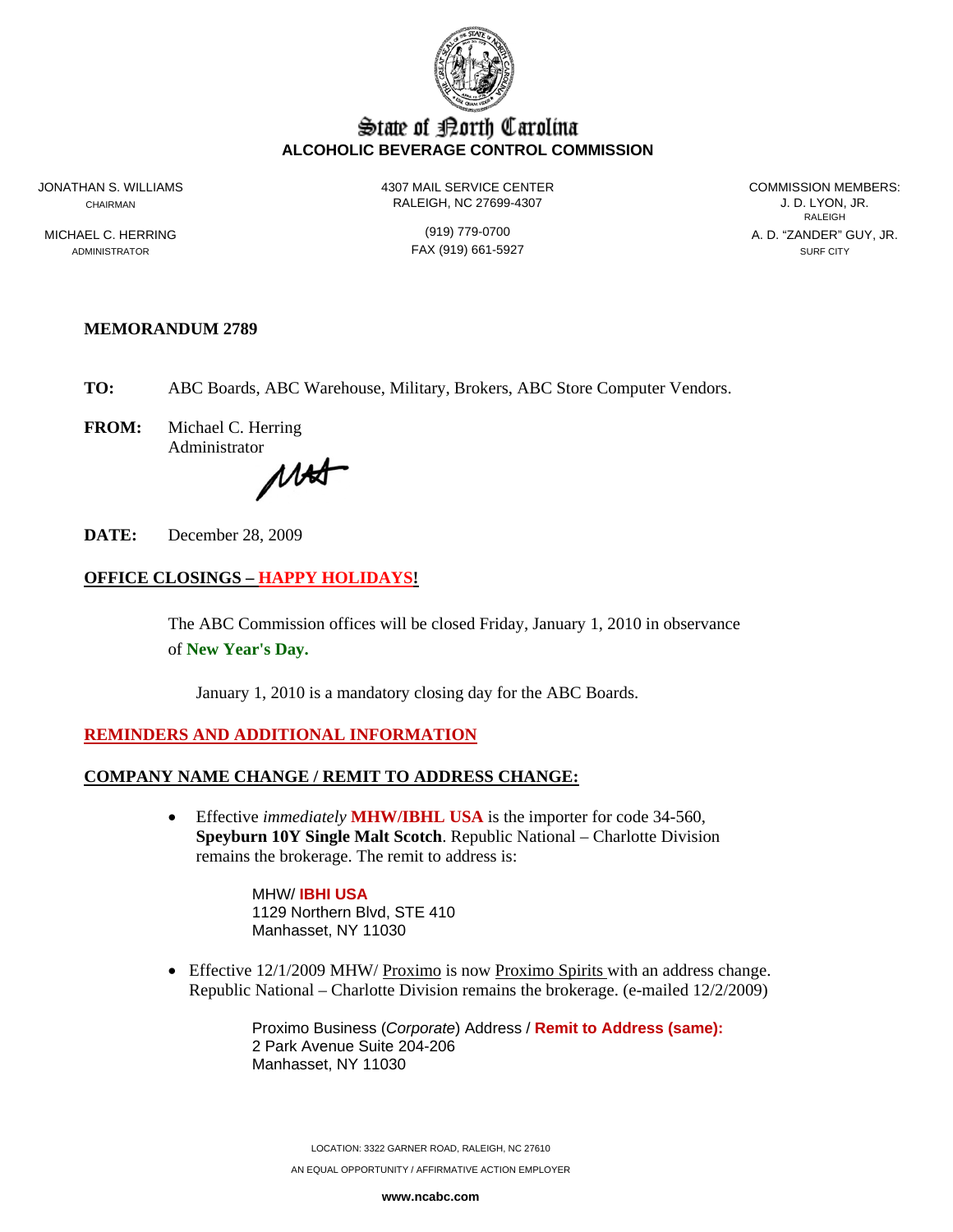# State of North Carolina
## ALCOHOLIC BEVERAGE CONTROL COMMISSION

JONATHAN S. WILLIAMS
CHAIRMAN

MICHAEL C. HERRING
ADMINISTRATOR

4307 MAIL SERVICE CENTER
RALEIGH, NC 27699-4307

(919) 779-0700
FAX (919) 661-5927

COMMISSION MEMBERS:
J. D. LYON, JR.
RALEIGH
A. D. "ZANDER" GUY, JR.
SURF CITY

**MEMORANDUM 2789**

**TO:** ABC Boards, ABC Warehouse, Military, Brokers, ABC Store Computer Vendors.

**FROM:** Michael C. Herring
Administrator

**DATE:** December 28, 2009

**OFFICE CLOSINGS – HAPPY HOLIDAYS!**

The ABC Commission offices will be closed Friday, January 1, 2010 in observance of **New Year's Day.**

January 1, 2010 is a mandatory closing day for the ABC Boards.

**REMINDERS AND ADDITIONAL INFORMATION**

**COMPANY NAME CHANGE / REMIT TO ADDRESS CHANGE:**

- Effective *immediately* **MHW/IBHL USA** is the importer for code 34-560, **Speyburn 10Y Single Malt Scotch**. Republic National – Charlotte Division remains the brokerage. The remit to address is:

  MHW/ **IBHI USA**
  1129 Northern Blvd, STE 410
  Manhasset, NY 11030

- Effective 12/1/2009 MHW/ Proximo is now Proximo Spirits with an address change. Republic National – Charlotte Division remains the brokerage. (e-mailed 12/2/2009)

  Proximo Business (*Corporate*) Address / **Remit to Address (same):**
  2 Park Avenue Suite 204-206
  Manhasset, NY 11030

LOCATION: 3322 GARNER ROAD, RALEIGH, NC 27610
AN EQUAL OPPORTUNITY / AFFIRMATIVE ACTION EMPLOYER
**www.ncabc.com**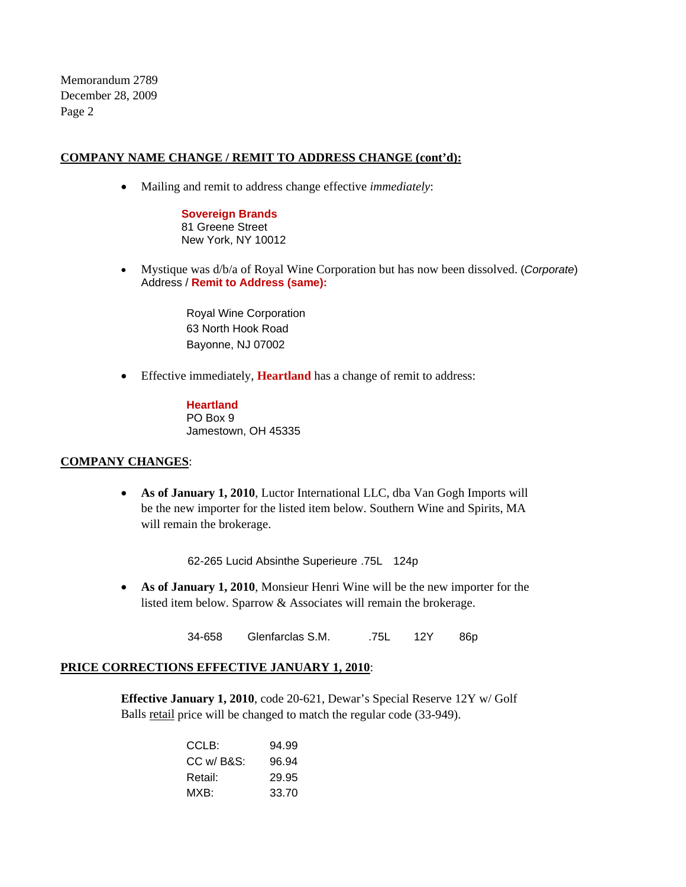## COMPANY NAME CHANGE / REMIT TO ADDRESS CHANGE (cont'd):

- Mailing and remit to address change effective *immediately*:

  **Sovereign Brands**
  81 Greene Street
  New York, NY 10012

- Mystique was d/b/a of Royal Wine Corporation but has now been dissolved. (*Corporate*) Address / **Remit to Address (same):**

  Royal Wine Corporation
  63 North Hook Road
  Bayonne, NJ 07002

- Effective immediately, **Heartland** has a change of remit to address:

  **Heartland**
  PO Box 9
  Jamestown, OH 45335

## COMPANY CHANGES:

- **As of January 1, 2010**, Luctor International LLC, dba Van Gogh Imports will be the new importer for the listed item below. Southern Wine and Spirits, MA will remain the brokerage.

  62-265 Lucid Absinthe Superieure .75L 124p

- **As of January 1, 2010**, Monsieur Henri Wine will be the new importer for the listed item below. Sparrow & Associates will remain the brokerage.

  34-658 Glenfarclas S.M. .75L 12Y 86p

## PRICE CORRECTIONS EFFECTIVE JANUARY 1, 2010:

**Effective January 1, 2010**, code 20-621, Dewar's Special Reserve 12Y w/ Golf Balls retail price will be changed to match the regular code (33-949).

| | |
|---|---|
| CCLB: | 94.99 |
| CC w/ B&S: | 96.94 |
| Retail: | 29.95 |
| MXB: | 33.70 |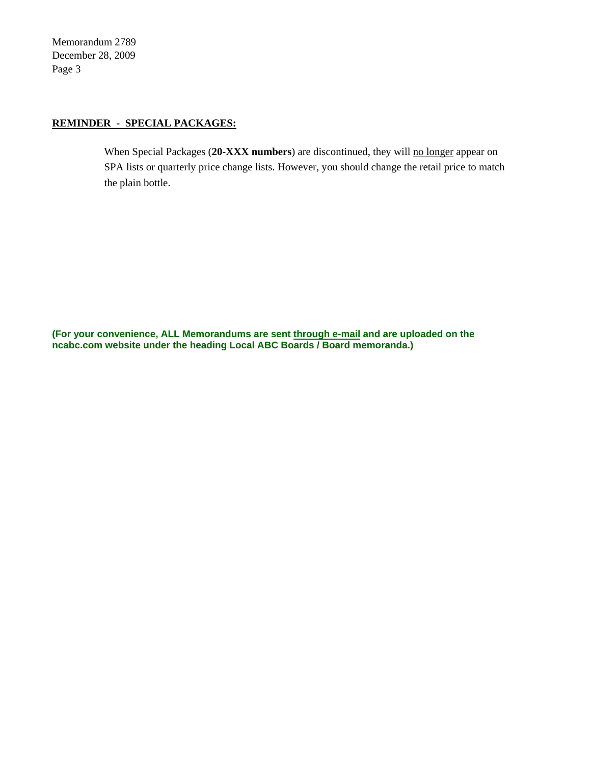## REMINDER - SPECIAL PACKAGES:

When Special Packages (**20-XXX numbers**) are discontinued, they will no longer appear on SPA lists or quarterly price change lists. However, you should change the retail price to match the plain bottle.

**(For your convenience, ALL Memorandums are sent through e-mail and are uploaded on the ncabc.com website under the heading Local ABC Boards / Board memoranda.)**